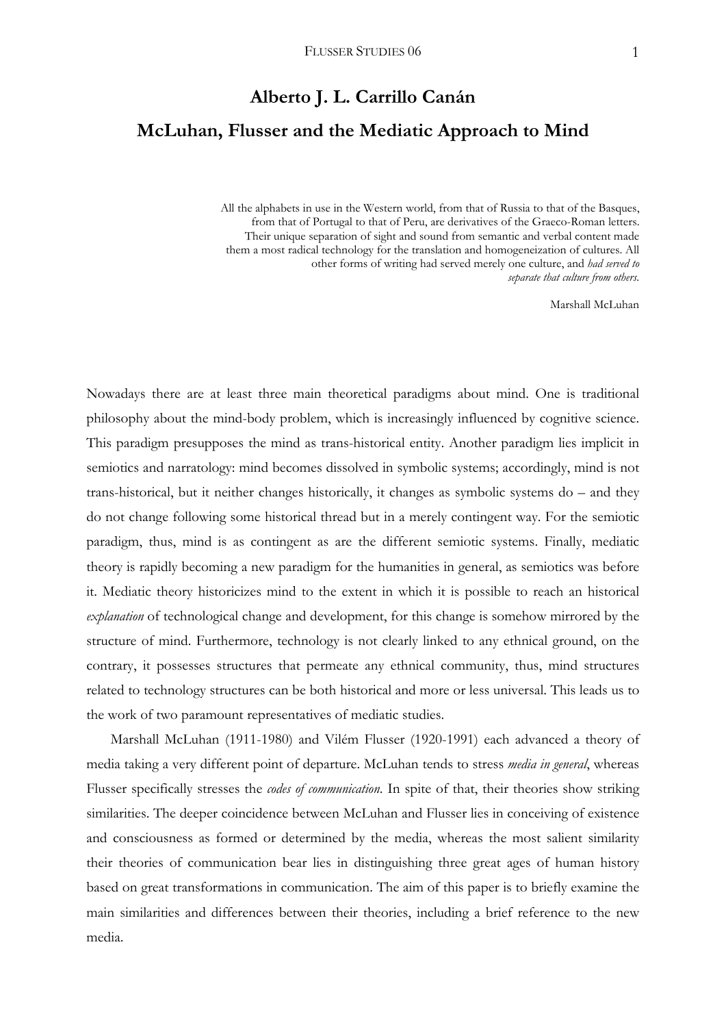# Alberto J. L. Carrillo Canán

# McLuhan, Flusser and the Mediatic Approach to Mind

> All the alphabets in use in the Western world, from that of Russia to that of the Basques, from that of Portugal to that of Peru, are derivatives of the Graeco-Roman letters. Their unique separation of sight and sound from semantic and verbal content made them a most radical technology for the translation and homogeneization of cultures. All other forms of writing had served merely one culture, and *had served to separate that culture from others.*
>
> Marshall McLuhan

Nowadays there are at least three main theoretical paradigms about mind. One is traditional philosophy about the mind-body problem, which is increasingly influenced by cognitive science. This paradigm presupposes the mind as trans-historical entity. Another paradigm lies implicit in semiotics and narratology: mind becomes dissolved in symbolic systems; accordingly, mind is not trans-historical, but it neither changes historically, it changes as symbolic systems do – and they do not change following some historical thread but in a merely contingent way. For the semiotic paradigm, thus, mind is as contingent as are the different semiotic systems. Finally, mediatic theory is rapidly becoming a new paradigm for the humanities in general, as semiotics was before it. Mediatic theory historicizes mind to the extent in which it is possible to reach an historical *explanation* of technological change and development, for this change is somehow mirrored by the structure of mind. Furthermore, technology is not clearly linked to any ethnical ground, on the contrary, it possesses structures that permeate any ethnical community, thus, mind structures related to technology structures can be both historical and more or less universal. This leads us to the work of two paramount representatives of mediatic studies.

Marshall McLuhan (1911-1980) and Vilém Flusser (1920-1991) each advanced a theory of media taking a very different point of departure. McLuhan tends to stress *media in general*, whereas Flusser specifically stresses the *codes of communication*. In spite of that, their theories show striking similarities. The deeper coincidence between McLuhan and Flusser lies in conceiving of existence and consciousness as formed or determined by the media, whereas the most salient similarity their theories of communication bear lies in distinguishing three great ages of human history based on great transformations in communication. The aim of this paper is to briefly examine the main similarities and differences between their theories, including a brief reference to the new media.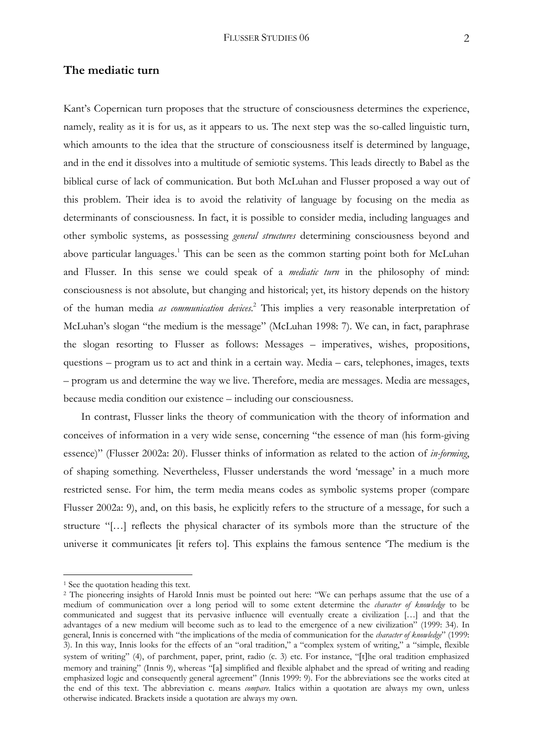## The mediatic turn

Kant's Copernican turn proposes that the structure of consciousness determines the experience, namely, reality as it is for us, as it appears to us. The next step was the so-called linguistic turn, which amounts to the idea that the structure of consciousness itself is determined by language, and in the end it dissolves into a multitude of semiotic systems. This leads directly to Babel as the biblical curse of lack of communication. But both McLuhan and Flusser proposed a way out of this problem. Their idea is to avoid the relativity of language by focusing on the media as determinants of consciousness. In fact, it is possible to consider media, including languages and other symbolic systems, as possessing *general structures* determining consciousness beyond and above particular languages.[1] This can be seen as the common starting point both for McLuhan and Flusser. In this sense we could speak of a *mediatic turn* in the philosophy of mind: consciousness is not absolute, but changing and historical; yet, its history depends on the history of the human media *as communication devices*.[2] This implies a very reasonable interpretation of McLuhan's slogan "the medium is the message" (McLuhan 1998: 7). We can, in fact, paraphrase the slogan resorting to Flusser as follows: Messages – imperatives, wishes, propositions, questions – program us to act and think in a certain way. Media – cars, telephones, images, texts – program us and determine the way we live. Therefore, media are messages. Media are messages, because media condition our existence – including our consciousness.

In contrast, Flusser links the theory of communication with the theory of information and conceives of information in a very wide sense, concerning "the essence of man (his form-giving essence)" (Flusser 2002a: 20). Flusser thinks of information as related to the action of *in-forming*, of shaping something. Nevertheless, Flusser understands the word 'message' in a much more restricted sense. For him, the term media means codes as symbolic systems proper (compare Flusser 2002a: 9), and, on this basis, he explicitly refers to the structure of a message, for such a structure "[…] reflects the physical character of its symbols more than the structure of the universe it communicates [it refers to]. This explains the famous sentence 'The medium is the

---

[1] See the quotation heading this text.

[2] The pioneering insights of Harold Innis must be pointed out here: "We can perhaps assume that the use of a medium of communication over a long period will to some extent determine the *character of knowledge* to be communicated and suggest that its pervasive influence will eventually create a civilization […] and that the advantages of a new medium will become such as to lead to the emergence of a new civilization" (1999: 34). In general, Innis is concerned with "the implications of the media of communication for the *character of knowledge*" (1999: 3). In this way, Innis looks for the effects of an "oral tradition," a "complex system of writing," a "simple, flexible system of writing" (4), of parchment, paper, print, radio (c. 3) etc. For instance, "[t]he oral tradition emphasized memory and training" (Innis 9), whereas "[a] simplified and flexible alphabet and the spread of writing and reading emphasized logic and consequently general agreement" (Innis 1999: 9). For the abbreviations see the works cited at the end of this text. The abbreviation c. means *compare*. Italics within a quotation are always my own, unless otherwise indicated. Brackets inside a quotation are always my own.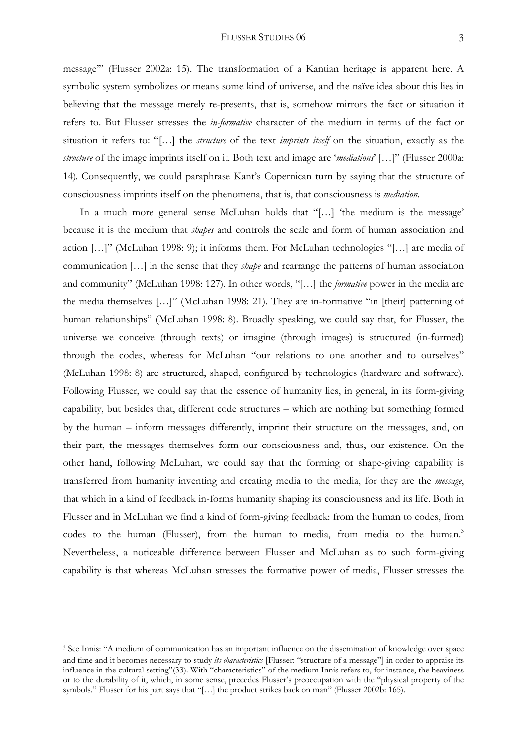message'" (Flusser 2002a: 15). The transformation of a Kantian heritage is apparent here. A symbolic system symbolizes or means some kind of universe, and the naïve idea about this lies in believing that the message merely re-presents, that is, somehow mirrors the fact or situation it refers to. But Flusser stresses the *in-formative* character of the medium in terms of the fact or situation it refers to: "[…] the *structure* of the text *imprints itself* on the situation, exactly as the *structure* of the image imprints itself on it. Both text and image are '*mediations*' […]" (Flusser 2000a: 14). Consequently, we could paraphrase Kant's Copernican turn by saying that the structure of consciousness imprints itself on the phenomena, that is, that consciousness is *mediation*.

In a much more general sense McLuhan holds that "[…] 'the medium is the message' because it is the medium that *shapes* and controls the scale and form of human association and action […]" (McLuhan 1998: 9); it informs them. For McLuhan technologies "[…] are media of communication […] in the sense that they *shape* and rearrange the patterns of human association and community" (McLuhan 1998: 127). In other words, "[…] the *formative* power in the media are the media themselves […]" (McLuhan 1998: 21). They are in-formative "in [their] patterning of human relationships" (McLuhan 1998: 8). Broadly speaking, we could say that, for Flusser, the universe we conceive (through texts) or imagine (through images) is structured (in-formed) through the codes, whereas for McLuhan "our relations to one another and to ourselves" (McLuhan 1998: 8) are structured, shaped, configured by technologies (hardware and software). Following Flusser, we could say that the essence of humanity lies, in general, in its form-giving capability, but besides that, different code structures – which are nothing but something formed by the human – inform messages differently, imprint their structure on the messages, and, on their part, the messages themselves form our consciousness and, thus, our existence. On the other hand, following McLuhan, we could say that the forming or shape-giving capability is transferred from humanity inventing and creating media to the media, for they are the *message*, that which in a kind of feedback in-forms humanity shaping its consciousness and its life. Both in Flusser and in McLuhan we find a kind of form-giving feedback: from the human to codes, from codes to the human (Flusser), from the human to media, from media to the human.[3] Nevertheless, a noticeable difference between Flusser and McLuhan as to such form-giving capability is that whereas McLuhan stresses the formative power of media, Flusser stresses the

[3] See Innis: "A medium of communication has an important influence on the dissemination of knowledge over space and time and it becomes necessary to study *its characteristics* [Flusser: "structure of a message"] in order to appraise its influence in the cultural setting"(33). With "characteristics" of the medium Innis refers to, for instance, the heaviness or to the durability of it, which, in some sense, precedes Flusser's preoccupation with the "physical property of the symbols." Flusser for his part says that "[…] the product strikes back on man" (Flusser 2002b: 165).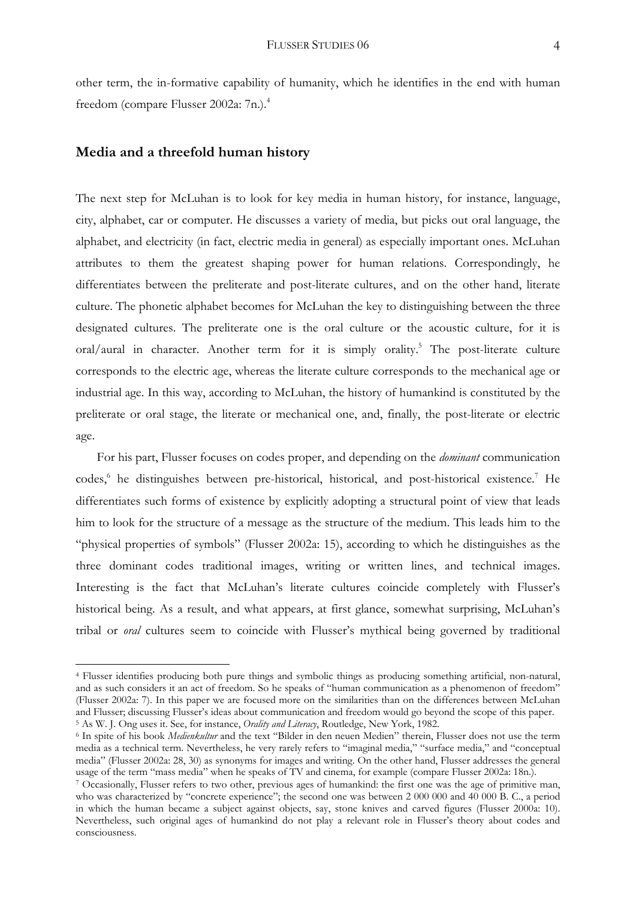other term, the in-formative capability of humanity, which he identifies in the end with human freedom (compare Flusser 2002a: 7n.).[4]

## Media and a threefold human history

The next step for McLuhan is to look for key media in human history, for instance, language, city, alphabet, car or computer. He discusses a variety of media, but picks out oral language, the alphabet, and electricity (in fact, electric media in general) as especially important ones. McLuhan attributes to them the greatest shaping power for human relations. Correspondingly, he differentiates between the preliterate and post-literate cultures, and on the other hand, literate culture. The phonetic alphabet becomes for McLuhan the key to distinguishing between the three designated cultures. The preliterate one is the oral culture or the acoustic culture, for it is oral/aural in character. Another term for it is simply orality.[5] The post-literate culture corresponds to the electric age, whereas the literate culture corresponds to the mechanical age or industrial age. In this way, according to McLuhan, the history of humankind is constituted by the preliterate or oral stage, the literate or mechanical one, and, finally, the post-literate or electric age.

For his part, Flusser focuses on codes proper, and depending on the *dominant* communication codes,[6] he distinguishes between pre-historical, historical, and post-historical existence.[7] He differentiates such forms of existence by explicitly adopting a structural point of view that leads him to look for the structure of a message as the structure of the medium. This leads him to the "physical properties of symbols" (Flusser 2002a: 15), according to which he distinguishes as the three dominant codes traditional images, writing or written lines, and technical images. Interesting is the fact that McLuhan's literate cultures coincide completely with Flusser's historical being. As a result, and what appears, at first glance, somewhat surprising, McLuhan's tribal or *oral* cultures seem to coincide with Flusser's mythical being governed by traditional

---

[4] Flusser identifies producing both pure things and symbolic things as producing something artificial, non-natural, and as such considers it an act of freedom. So he speaks of "human communication as a phenomenon of freedom" (Flusser 2002a: 7). In this paper we are focused more on the similarities than on the differences between McLuhan and Flusser; discussing Flusser's ideas about communication and freedom would go beyond the scope of this paper.

[5] As W. J. Ong uses it. See, for instance, *Orality and Literacy*, Routledge, New York, 1982.

[6] In spite of his book *Medienkultur* and the text "Bilder in den neuen Medien" therein, Flusser does not use the term media as a technical term. Nevertheless, he very rarely refers to "imaginal media," "surface media," and "conceptual media" (Flusser 2002a: 28, 30) as synonyms for images and writing. On the other hand, Flusser addresses the general usage of the term "mass media" when he speaks of TV and cinema, for example (compare Flusser 2002a: 18n.).

[7] Occasionally, Flusser refers to two other, previous ages of humankind: the first one was the age of primitive man, who was characterized by "concrete experience"; the second one was between 2 000 000 and 40 000 B. C., a period in which the human became a subject against objects, say, stone knives and carved figures (Flusser 2000a: 10). Nevertheless, such original ages of humankind do not play a relevant role in Flusser's theory about codes and consciousness.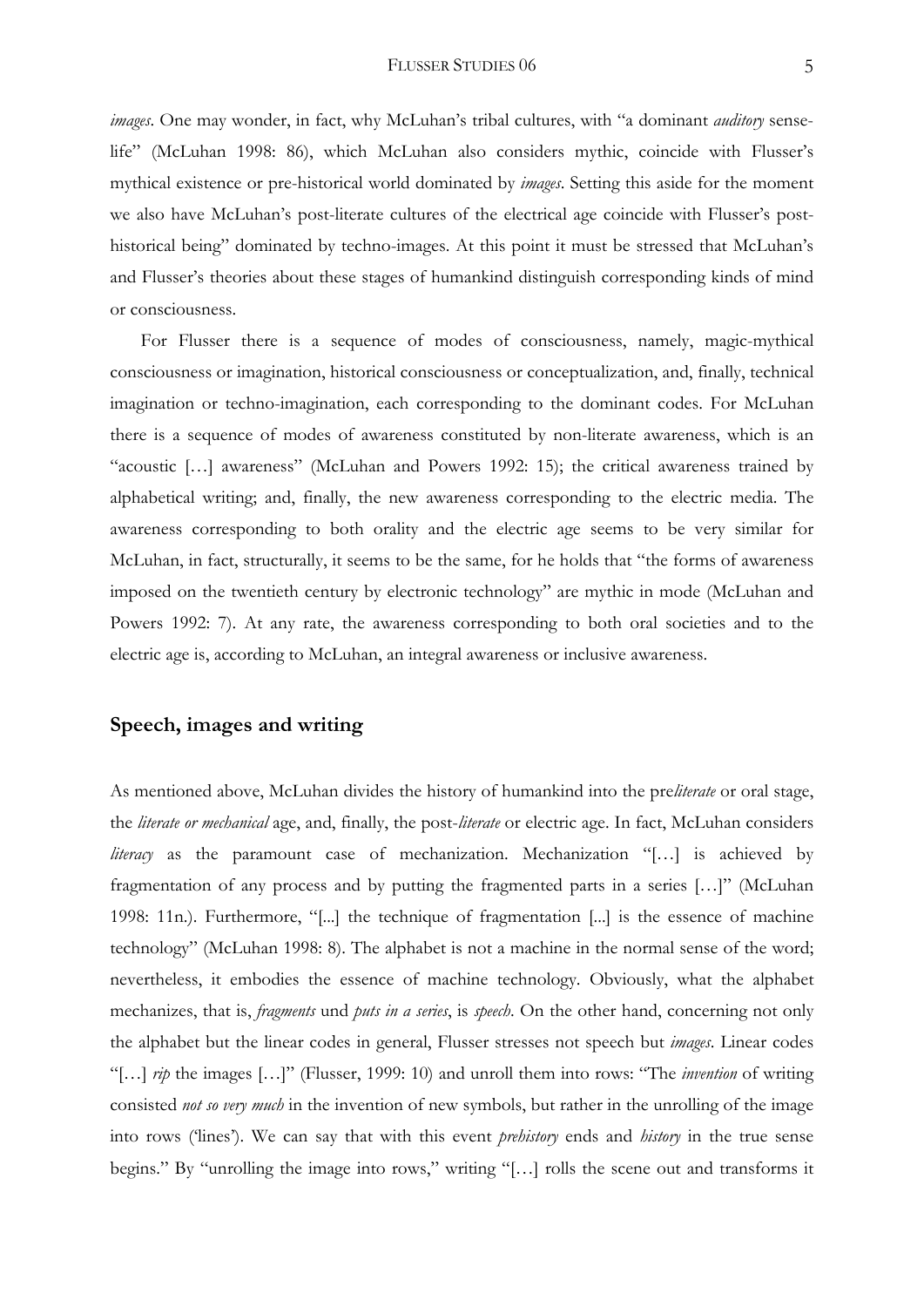*images*. One may wonder, in fact, why McLuhan's tribal cultures, with "a dominant *auditory* sense-life" (McLuhan 1998: 86), which McLuhan also considers mythic, coincide with Flusser's mythical existence or pre-historical world dominated by *images*. Setting this aside for the moment we also have McLuhan's post-literate cultures of the electrical age coincide with Flusser's post-historical being" dominated by techno-images. At this point it must be stressed that McLuhan's and Flusser's theories about these stages of humankind distinguish corresponding kinds of mind or consciousness.

For Flusser there is a sequence of modes of consciousness, namely, magic-mythical consciousness or imagination, historical consciousness or conceptualization, and, finally, technical imagination or techno-imagination, each corresponding to the dominant codes. For McLuhan there is a sequence of modes of awareness constituted by non-literate awareness, which is an "acoustic […] awareness" (McLuhan and Powers 1992: 15); the critical awareness trained by alphabetical writing; and, finally, the new awareness corresponding to the electric media. The awareness corresponding to both orality and the electric age seems to be very similar for McLuhan, in fact, structurally, it seems to be the same, for he holds that "the forms of awareness imposed on the twentieth century by electronic technology" are mythic in mode (McLuhan and Powers 1992: 7). At any rate, the awareness corresponding to both oral societies and to the electric age is, according to McLuhan, an integral awareness or inclusive awareness.

## Speech, images and writing

As mentioned above, McLuhan divides the history of humankind into the pre*literate* or oral stage, the *literate or mechanical* age, and, finally, the post-*literate* or electric age. In fact, McLuhan considers *literacy* as the paramount case of mechanization. Mechanization "[…] is achieved by fragmentation of any process and by putting the fragmented parts in a series […]" (McLuhan 1998: 11n.). Furthermore, "[...] the technique of fragmentation [...] is the essence of machine technology" (McLuhan 1998: 8). The alphabet is not a machine in the normal sense of the word; nevertheless, it embodies the essence of machine technology. Obviously, what the alphabet mechanizes, that is, *fragments* und *puts in a series*, is *speech*. On the other hand, concerning not only the alphabet but the linear codes in general, Flusser stresses not speech but *images*. Linear codes "[…] *rip* the images […]" (Flusser, 1999: 10) and unroll them into rows: "The *invention* of writing consisted *not so very much* in the invention of new symbols, but rather in the unrolling of the image into rows ('lines'). We can say that with this event *prehistory* ends and *history* in the true sense begins." By "unrolling the image into rows," writing "[…] rolls the scene out and transforms it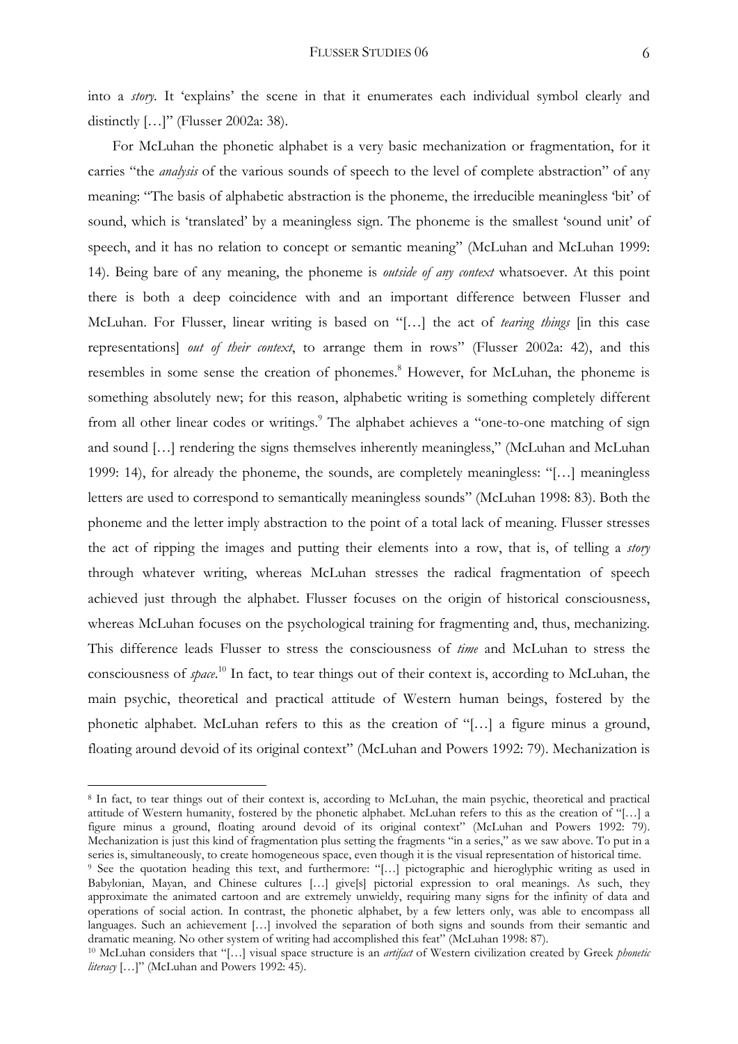into a *story*. It 'explains' the scene in that it enumerates each individual symbol clearly and distinctly […]" (Flusser 2002a: 38).

For McLuhan the phonetic alphabet is a very basic mechanization or fragmentation, for it carries "the *analysis* of the various sounds of speech to the level of complete abstraction" of any meaning: "The basis of alphabetic abstraction is the phoneme, the irreducible meaningless 'bit' of sound, which is 'translated' by a meaningless sign. The phoneme is the smallest 'sound unit' of speech, and it has no relation to concept or semantic meaning" (McLuhan and McLuhan 1999: 14). Being bare of any meaning, the phoneme is *outside of any context* whatsoever. At this point there is both a deep coincidence with and an important difference between Flusser and McLuhan. For Flusser, linear writing is based on "[…] the act of *tearing things* [in this case representations] *out of their context*, to arrange them in rows" (Flusser 2002a: 42), and this resembles in some sense the creation of phonemes.[8] However, for McLuhan, the phoneme is something absolutely new; for this reason, alphabetic writing is something completely different from all other linear codes or writings.[9] The alphabet achieves a "one-to-one matching of sign and sound […] rendering the signs themselves inherently meaningless," (McLuhan and McLuhan 1999: 14), for already the phoneme, the sounds, are completely meaningless: "[…] meaningless letters are used to correspond to semantically meaningless sounds" (McLuhan 1998: 83). Both the phoneme and the letter imply abstraction to the point of a total lack of meaning. Flusser stresses the act of ripping the images and putting their elements into a row, that is, of telling a *story* through whatever writing, whereas McLuhan stresses the radical fragmentation of speech achieved just through the alphabet. Flusser focuses on the origin of historical consciousness, whereas McLuhan focuses on the psychological training for fragmenting and, thus, mechanizing. This difference leads Flusser to stress the consciousness of *time* and McLuhan to stress the consciousness of *space*.[10] In fact, to tear things out of their context is, according to McLuhan, the main psychic, theoretical and practical attitude of Western human beings, fostered by the phonetic alphabet. McLuhan refers to this as the creation of "[…] a figure minus a ground, floating around devoid of its original context" (McLuhan and Powers 1992: 79). Mechanization is

---

[8] In fact, to tear things out of their context is, according to McLuhan, the main psychic, theoretical and practical attitude of Western humanity, fostered by the phonetic alphabet. McLuhan refers to this as the creation of "[…] a figure minus a ground, floating around devoid of its original context" (McLuhan and Powers 1992: 79). Mechanization is just this kind of fragmentation plus setting the fragments "in a series," as we saw above. To put in a series is, simultaneously, to create homogeneous space, even though it is the visual representation of historical time.

[9] See the quotation heading this text, and furthermore: "[…] pictographic and hieroglyphic writing as used in Babylonian, Mayan, and Chinese cultures […] give[s] pictorial expression to oral meanings. As such, they approximate the animated cartoon and are extremely unwieldy, requiring many signs for the infinity of data and operations of social action. In contrast, the phonetic alphabet, by a few letters only, was able to encompass all languages. Such an achievement […] involved the separation of both signs and sounds from their semantic and dramatic meaning. No other system of writing had accomplished this feat" (McLuhan 1998: 87).

[10] McLuhan considers that "[…] visual space structure is an *artifact* of Western civilization created by Greek *phonetic literacy* […]" (McLuhan and Powers 1992: 45).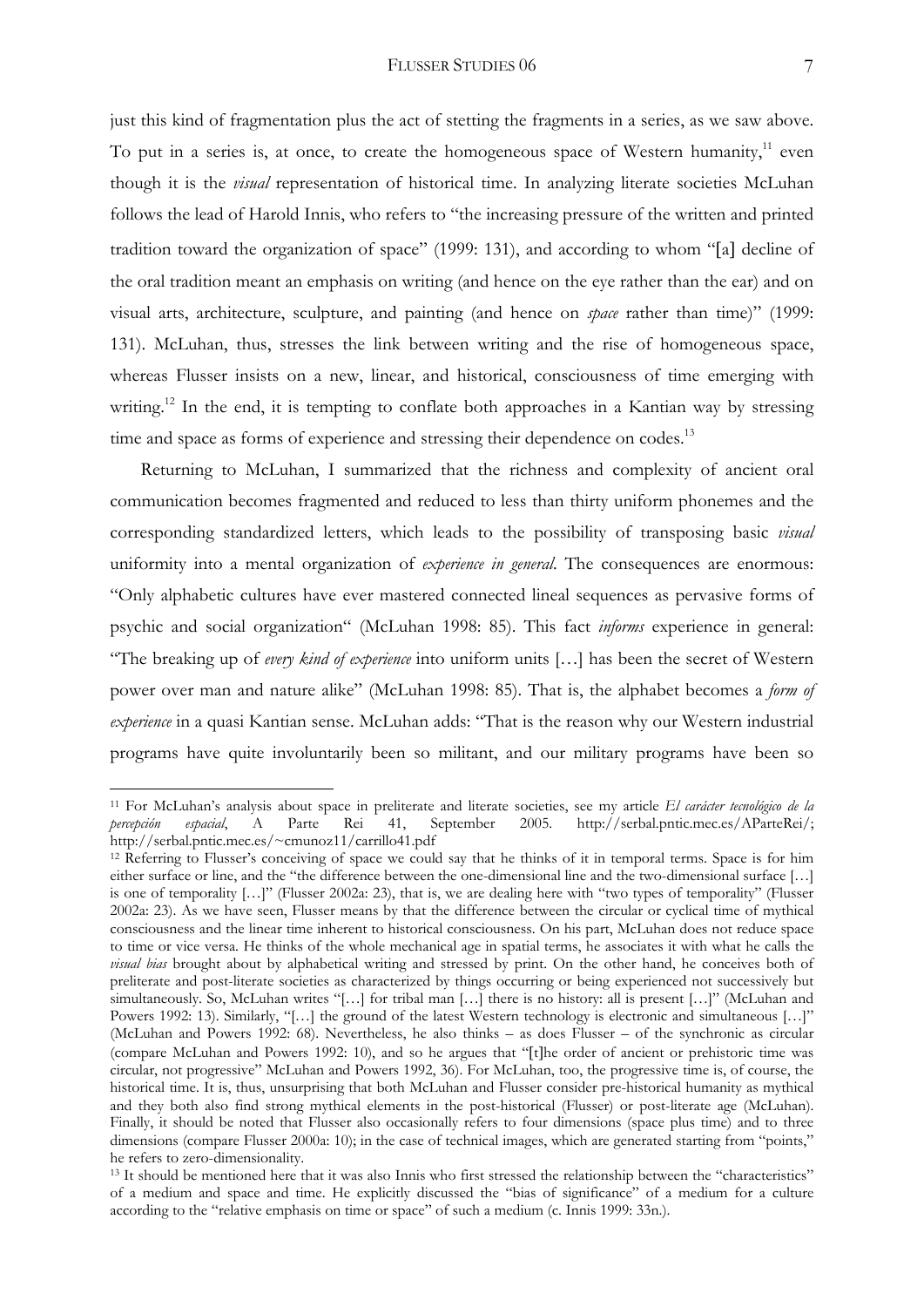just this kind of fragmentation plus the act of stetting the fragments in a series, as we saw above. To put in a series is, at once, to create the homogeneous space of Western humanity,[11] even though it is the *visual* representation of historical time. In analyzing literate societies McLuhan follows the lead of Harold Innis, who refers to "the increasing pressure of the written and printed tradition toward the organization of space" (1999: 131), and according to whom "[a] decline of the oral tradition meant an emphasis on writing (and hence on the eye rather than the ear) and on visual arts, architecture, sculpture, and painting (and hence on *space* rather than time)" (1999: 131). McLuhan, thus, stresses the link between writing and the rise of homogeneous space, whereas Flusser insists on a new, linear, and historical, consciousness of time emerging with writing.[12] In the end, it is tempting to conflate both approaches in a Kantian way by stressing time and space as forms of experience and stressing their dependence on codes.[13]

Returning to McLuhan, I summarized that the richness and complexity of ancient oral communication becomes fragmented and reduced to less than thirty uniform phonemes and the corresponding standardized letters, which leads to the possibility of transposing basic *visual* uniformity into a mental organization of *experience in general*. The consequences are enormous: "Only alphabetic cultures have ever mastered connected lineal sequences as pervasive forms of psychic and social organization" (McLuhan 1998: 85). This fact *informs* experience in general: "The breaking up of *every kind of experience* into uniform units […] has been the secret of Western power over man and nature alike" (McLuhan 1998: 85). That is, the alphabet becomes a *form of experience* in a quasi Kantian sense. McLuhan adds: "That is the reason why our Western industrial programs have quite involuntarily been so militant, and our military programs have been so

---

[11] For McLuhan's analysis about space in preliterate and literate societies, see my article *El carácter tecnológico de la percepción espacial*, A Parte Rei 41, September 2005. http://serbal.pntic.mec.es/AParteRei/; http://serbal.pntic.mec.es/~cmunoz11/carrillo41.pdf

[12] Referring to Flusser's conceiving of space we could say that he thinks of it in temporal terms. Space is for him either surface or line, and the "the difference between the one-dimensional line and the two-dimensional surface […] is one of temporality […]" (Flusser 2002a: 23), that is, we are dealing here with "two types of temporality" (Flusser 2002a: 23). As we have seen, Flusser means by that the difference between the circular or cyclical time of mythical consciousness and the linear time inherent to historical consciousness. On his part, McLuhan does not reduce space to time or vice versa. He thinks of the whole mechanical age in spatial terms, he associates it with what he calls the *visual bias* brought about by alphabetical writing and stressed by print. On the other hand, he conceives both of preliterate and post-literate societies as characterized by things occurring or being experienced not successively but simultaneously. So, McLuhan writes "[…] for tribal man […] there is no history: all is present […]" (McLuhan and Powers 1992: 13). Similarly, "[…] the ground of the latest Western technology is electronic and simultaneous […]" (McLuhan and Powers 1992: 68). Nevertheless, he also thinks – as does Flusser – of the synchronic as circular (compare McLuhan and Powers 1992: 10), and so he argues that "[t]he order of ancient or prehistoric time was circular, not progressive" McLuhan and Powers 1992, 36). For McLuhan, too, the progressive time is, of course, the historical time. It is, thus, unsurprising that both McLuhan and Flusser consider pre-historical humanity as mythical and they both also find strong mythical elements in the post-historical (Flusser) or post-literate age (McLuhan). Finally, it should be noted that Flusser also occasionally refers to four dimensions (space plus time) and to three dimensions (compare Flusser 2000a: 10); in the case of technical images, which are generated starting from "points," he refers to zero-dimensionality.

[13] It should be mentioned here that it was also Innis who first stressed the relationship between the "characteristics" of a medium and space and time. He explicitly discussed the "bias of significance" of a medium for a culture according to the "relative emphasis on time or space" of such a medium (c. Innis 1999: 33n.).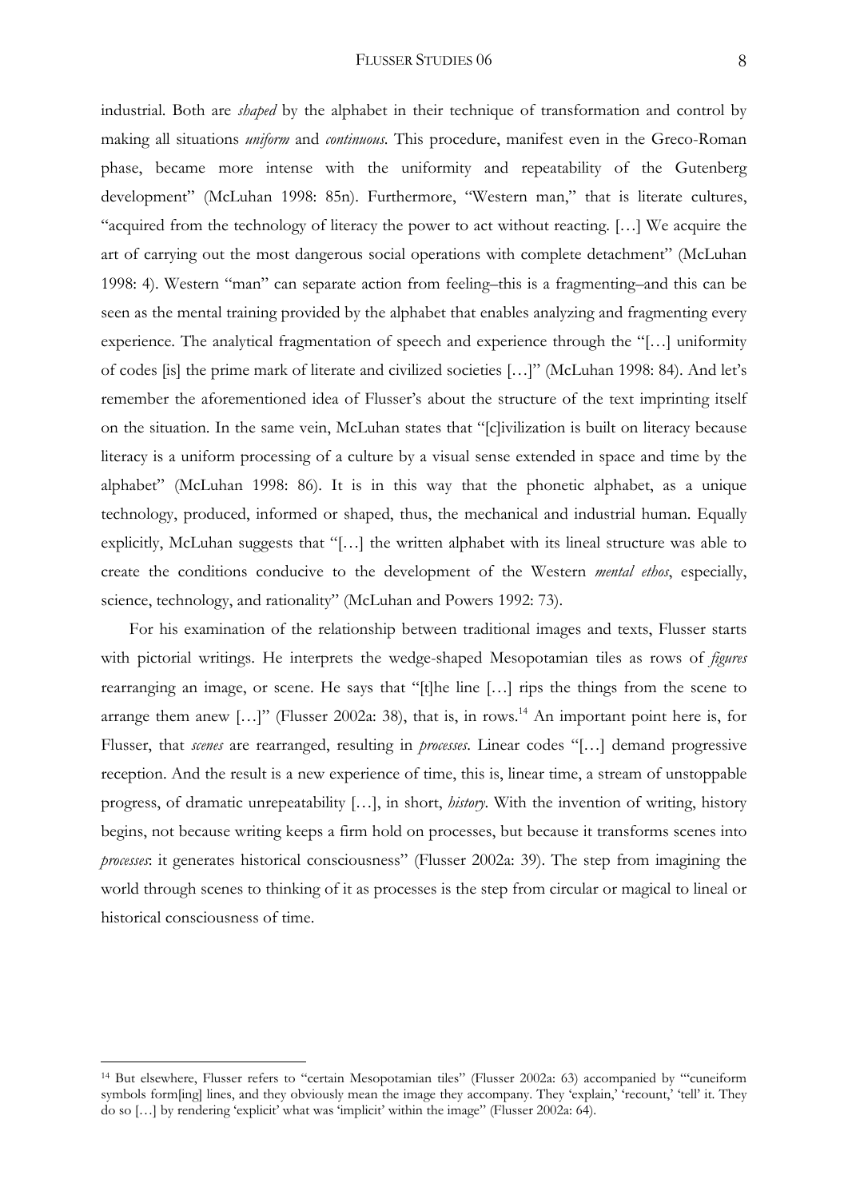industrial. Both are *shaped* by the alphabet in their technique of transformation and control by making all situations *uniform* and *continuous*. This procedure, manifest even in the Greco-Roman phase, became more intense with the uniformity and repeatability of the Gutenberg development" (McLuhan 1998: 85n). Furthermore, "Western man," that is literate cultures, "acquired from the technology of literacy the power to act without reacting. […] We acquire the art of carrying out the most dangerous social operations with complete detachment" (McLuhan 1998: 4). Western "man" can separate action from feeling–this is a fragmenting–and this can be seen as the mental training provided by the alphabet that enables analyzing and fragmenting every experience. The analytical fragmentation of speech and experience through the "[…] uniformity of codes [is] the prime mark of literate and civilized societies […]" (McLuhan 1998: 84). And let's remember the aforementioned idea of Flusser's about the structure of the text imprinting itself on the situation. In the same vein, McLuhan states that "[c]ivilization is built on literacy because literacy is a uniform processing of a culture by a visual sense extended in space and time by the alphabet" (McLuhan 1998: 86). It is in this way that the phonetic alphabet, as a unique technology, produced, informed or shaped, thus, the mechanical and industrial human. Equally explicitly, McLuhan suggests that "[…] the written alphabet with its lineal structure was able to create the conditions conducive to the development of the Western *mental ethos*, especially, science, technology, and rationality" (McLuhan and Powers 1992: 73).

For his examination of the relationship between traditional images and texts, Flusser starts with pictorial writings. He interprets the wedge-shaped Mesopotamian tiles as rows of *figures* rearranging an image, or scene. He says that "[t]he line […] rips the things from the scene to arrange them anew […]" (Flusser 2002a: 38), that is, in rows.[14] An important point here is, for Flusser, that *scenes* are rearranged, resulting in *processes*. Linear codes "[…] demand progressive reception. And the result is a new experience of time, this is, linear time, a stream of unstoppable progress, of dramatic unrepeatability […], in short, *history*. With the invention of writing, history begins, not because writing keeps a firm hold on processes, but because it transforms scenes into *processes*: it generates historical consciousness" (Flusser 2002a: 39). The step from imagining the world through scenes to thinking of it as processes is the step from circular or magical to lineal or historical consciousness of time.

[14] But elsewhere, Flusser refers to "certain Mesopotamian tiles" (Flusser 2002a: 63) accompanied by "'cuneiform symbols form[ing] lines, and they obviously mean the image they accompany. They 'explain,' 'recount,' 'tell' it. They do so […] by rendering 'explicit' what was 'implicit' within the image" (Flusser 2002a: 64).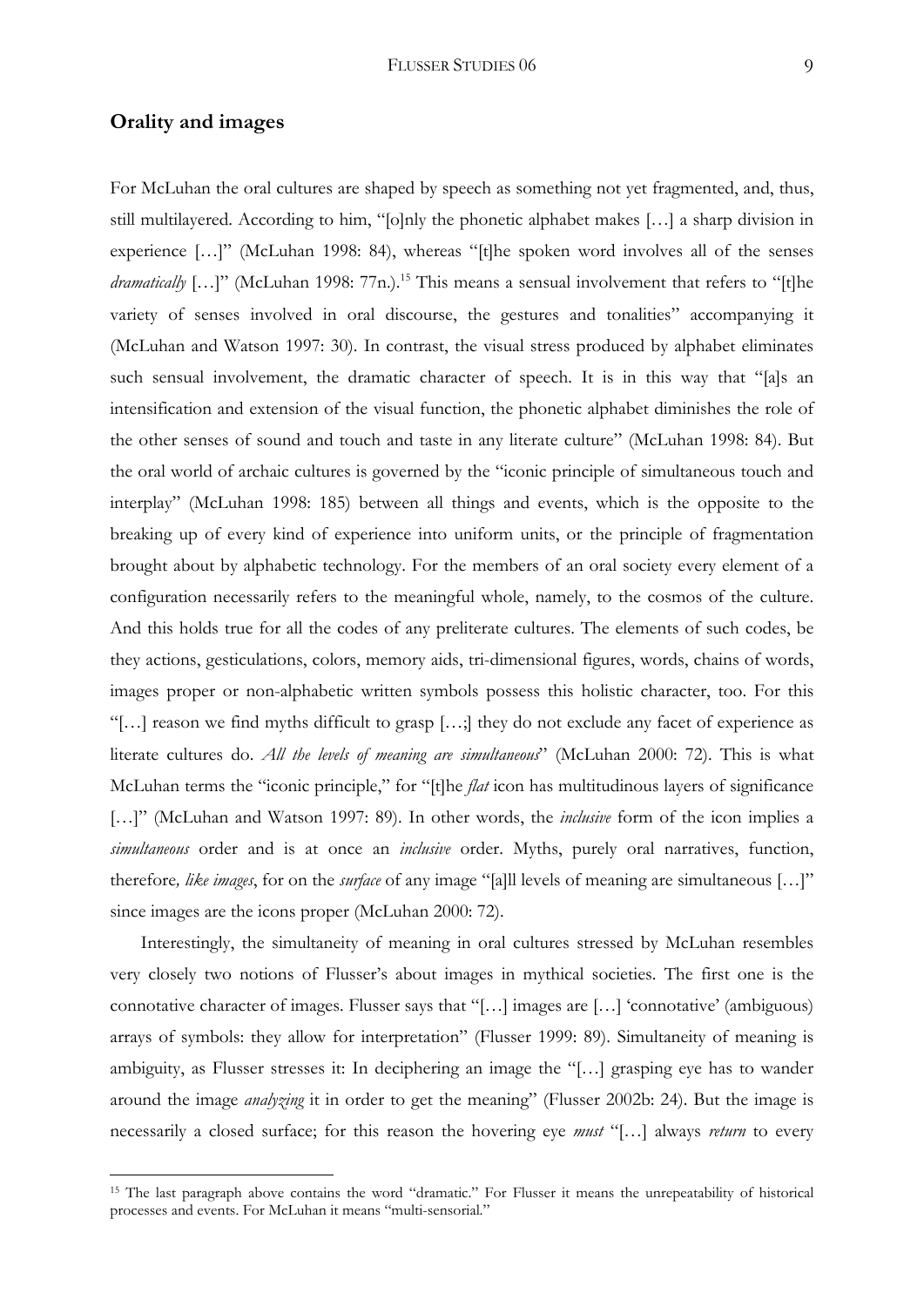## Orality and images

For McLuhan the oral cultures are shaped by speech as something not yet fragmented, and, thus, still multilayered. According to him, "[o]nly the phonetic alphabet makes […] a sharp division in experience […]" (McLuhan 1998: 84), whereas "[t]he spoken word involves all of the senses *dramatically* […]" (McLuhan 1998: 77n.).[15] This means a sensual involvement that refers to "[t]he variety of senses involved in oral discourse, the gestures and tonalities" accompanying it (McLuhan and Watson 1997: 30). In contrast, the visual stress produced by alphabet eliminates such sensual involvement, the dramatic character of speech. It is in this way that "[a]s an intensification and extension of the visual function, the phonetic alphabet diminishes the role of the other senses of sound and touch and taste in any literate culture" (McLuhan 1998: 84). But the oral world of archaic cultures is governed by the "iconic principle of simultaneous touch and interplay" (McLuhan 1998: 185) between all things and events, which is the opposite to the breaking up of every kind of experience into uniform units, or the principle of fragmentation brought about by alphabetic technology. For the members of an oral society every element of a configuration necessarily refers to the meaningful whole, namely, to the cosmos of the culture. And this holds true for all the codes of any preliterate cultures. The elements of such codes, be they actions, gesticulations, colors, memory aids, tri-dimensional figures, words, chains of words, images proper or non-alphabetic written symbols possess this holistic character, too. For this "[…] reason we find myths difficult to grasp […;] they do not exclude any facet of experience as literate cultures do. *All the levels of meaning are simultaneous*" (McLuhan 2000: 72). This is what McLuhan terms the "iconic principle," for "[t]he *flat* icon has multitudinous layers of significance […]" (McLuhan and Watson 1997: 89). In other words, the *inclusive* form of the icon implies a *simultaneous* order and is at once an *inclusive* order. Myths, purely oral narratives, function, therefore*, like images*, for on the *surface* of any image "[a]ll levels of meaning are simultaneous […]" since images are the icons proper (McLuhan 2000: 72).

Interestingly, the simultaneity of meaning in oral cultures stressed by McLuhan resembles very closely two notions of Flusser's about images in mythical societies. The first one is the connotative character of images. Flusser says that "[…] images are […] 'connotative' (ambiguous) arrays of symbols: they allow for interpretation" (Flusser 1999: 89). Simultaneity of meaning is ambiguity, as Flusser stresses it: In deciphering an image the "[…] grasping eye has to wander around the image *analyzing* it in order to get the meaning" (Flusser 2002b: 24). But the image is necessarily a closed surface; for this reason the hovering eye *must* "[…] always *return* to every

[15] The last paragraph above contains the word "dramatic." For Flusser it means the unrepeatability of historical processes and events. For McLuhan it means "multi-sensorial."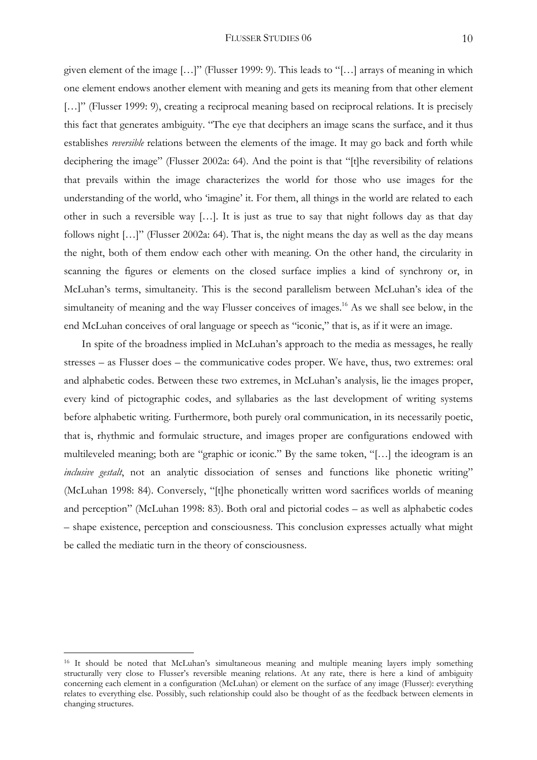given element of the image […]" (Flusser 1999: 9). This leads to "[…] arrays of meaning in which one element endows another element with meaning and gets its meaning from that other element […]" (Flusser 1999: 9), creating a reciprocal meaning based on reciprocal relations. It is precisely this fact that generates ambiguity. "The eye that deciphers an image scans the surface, and it thus establishes *reversible* relations between the elements of the image. It may go back and forth while deciphering the image" (Flusser 2002a: 64). And the point is that "[t]he reversibility of relations that prevails within the image characterizes the world for those who use images for the understanding of the world, who 'imagine' it. For them, all things in the world are related to each other in such a reversible way […]. It is just as true to say that night follows day as that day follows night […]" (Flusser 2002a: 64). That is, the night means the day as well as the day means the night, both of them endow each other with meaning. On the other hand, the circularity in scanning the figures or elements on the closed surface implies a kind of synchrony or, in McLuhan's terms, simultaneity. This is the second parallelism between McLuhan's idea of the simultaneity of meaning and the way Flusser conceives of images.[16] As we shall see below, in the end McLuhan conceives of oral language or speech as "iconic," that is, as if it were an image.

In spite of the broadness implied in McLuhan's approach to the media as messages, he really stresses – as Flusser does – the communicative codes proper. We have, thus, two extremes: oral and alphabetic codes. Between these two extremes, in McLuhan's analysis, lie the images proper, every kind of pictographic codes, and syllabaries as the last development of writing systems before alphabetic writing. Furthermore, both purely oral communication, in its necessarily poetic, that is, rhythmic and formulaic structure, and images proper are configurations endowed with multileveled meaning; both are "graphic or iconic." By the same token, "[…] the ideogram is an *inclusive gestalt*, not an analytic dissociation of senses and functions like phonetic writing" (McLuhan 1998: 84). Conversely, "[t]he phonetically written word sacrifices worlds of meaning and perception" (McLuhan 1998: 83). Both oral and pictorial codes – as well as alphabetic codes – shape existence, perception and consciousness. This conclusion expresses actually what might be called the mediatic turn in the theory of consciousness.

---

[16] It should be noted that McLuhan's simultaneous meaning and multiple meaning layers imply something structurally very close to Flusser's reversible meaning relations. At any rate, there is here a kind of ambiguity concerning each element in a configuration (McLuhan) or element on the surface of any image (Flusser): everything relates to everything else. Possibly, such relationship could also be thought of as the feedback between elements in changing structures.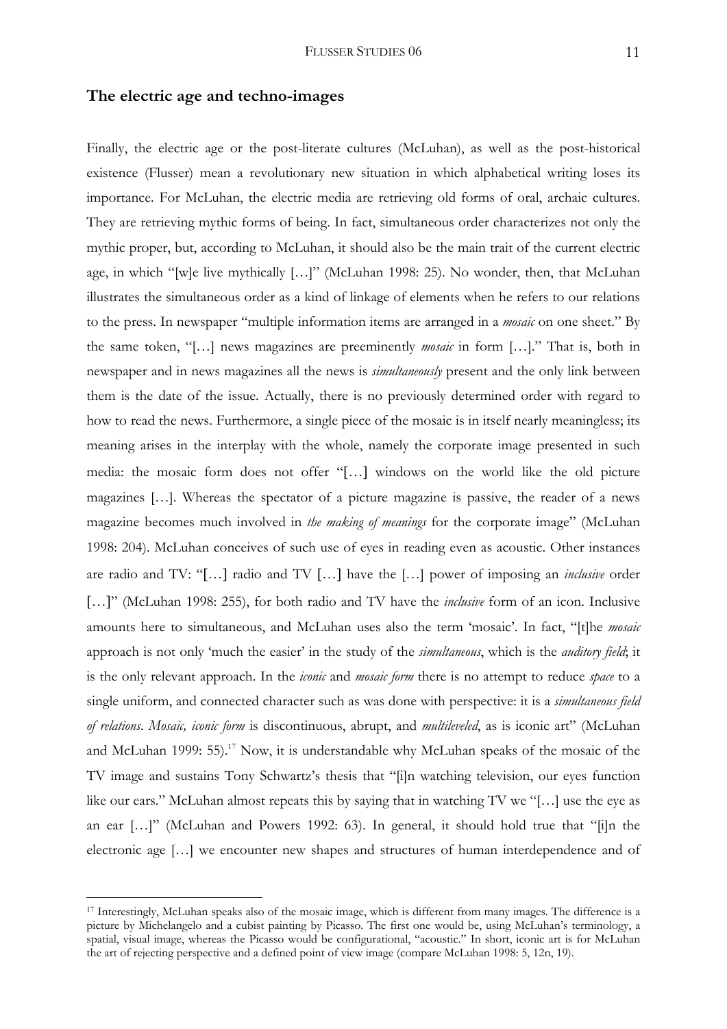## The electric age and techno-images

Finally, the electric age or the post-literate cultures (McLuhan), as well as the post-historical existence (Flusser) mean a revolutionary new situation in which alphabetical writing loses its importance. For McLuhan, the electric media are retrieving old forms of oral, archaic cultures. They are retrieving mythic forms of being. In fact, simultaneous order characterizes not only the mythic proper, but, according to McLuhan, it should also be the main trait of the current electric age, in which "[w]e live mythically […]" (McLuhan 1998: 25). No wonder, then, that McLuhan illustrates the simultaneous order as a kind of linkage of elements when he refers to our relations to the press. In newspaper "multiple information items are arranged in a *mosaic* on one sheet." By the same token, "[…] news magazines are preeminently *mosaic* in form […]." That is, both in newspaper and in news magazines all the news is *simultaneously* present and the only link between them is the date of the issue. Actually, there is no previously determined order with regard to how to read the news. Furthermore, a single piece of the mosaic is in itself nearly meaningless; its meaning arises in the interplay with the whole, namely the corporate image presented in such media: the mosaic form does not offer "[…] windows on the world like the old picture magazines […]. Whereas the spectator of a picture magazine is passive, the reader of a news magazine becomes much involved in *the making of meanings* for the corporate image" (McLuhan 1998: 204). McLuhan conceives of such use of eyes in reading even as acoustic. Other instances are radio and TV: "[…] radio and TV […] have the […] power of imposing an *inclusive* order […]" (McLuhan 1998: 255), for both radio and TV have the *inclusive* form of an icon. Inclusive amounts here to simultaneous, and McLuhan uses also the term 'mosaic'. In fact, "[t]he *mosaic* approach is not only 'much the easier' in the study of the *simultaneous*, which is the *auditory field*; it is the only relevant approach. In the *iconic* and *mosaic form* there is no attempt to reduce *space* to a single uniform, and connected character such as was done with perspective: it is a *simultaneous field of relations*. *Mosaic, iconic form* is discontinuous, abrupt, and *multileveled*, as is iconic art" (McLuhan and McLuhan 1999: 55).[17] Now, it is understandable why McLuhan speaks of the mosaic of the TV image and sustains Tony Schwartz's thesis that "[i]n watching television, our eyes function like our ears." McLuhan almost repeats this by saying that in watching TV we "[…] use the eye as an ear […]" (McLuhan and Powers 1992: 63). In general, it should hold true that "[i]n the electronic age […] we encounter new shapes and structures of human interdependence and of

[17] Interestingly, McLuhan speaks also of the mosaic image, which is different from many images. The difference is a picture by Michelangelo and a cubist painting by Picasso. The first one would be, using McLuhan's terminology, a spatial, visual image, whereas the Picasso would be configurational, "acoustic." In short, iconic art is for McLuhan the art of rejecting perspective and a defined point of view image (compare McLuhan 1998: 5, 12n, 19).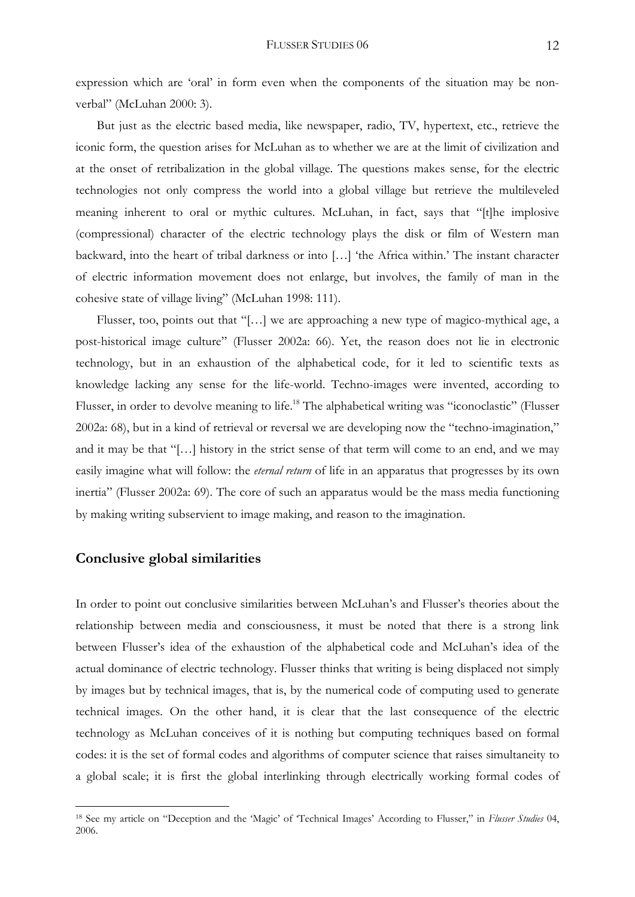expression which are 'oral' in form even when the components of the situation may be non-verbal" (McLuhan 2000: 3).

But just as the electric based media, like newspaper, radio, TV, hypertext, etc., retrieve the iconic form, the question arises for McLuhan as to whether we are at the limit of civilization and at the onset of retribalization in the global village. The questions makes sense, for the electric technologies not only compress the world into a global village but retrieve the multileveled meaning inherent to oral or mythic cultures. McLuhan, in fact, says that "[t]he implosive (compressional) character of the electric technology plays the disk or film of Western man backward, into the heart of tribal darkness or into […] 'the Africa within.' The instant character of electric information movement does not enlarge, but involves, the family of man in the cohesive state of village living" (McLuhan 1998: 111).

Flusser, too, points out that "[…] we are approaching a new type of magico-mythical age, a post-historical image culture" (Flusser 2002a: 66). Yet, the reason does not lie in electronic technology, but in an exhaustion of the alphabetical code, for it led to scientific texts as knowledge lacking any sense for the life-world. Techno-images were invented, according to Flusser, in order to devolve meaning to life.[18] The alphabetical writing was "iconoclastic" (Flusser 2002a: 68), but in a kind of retrieval or reversal we are developing now the "techno-imagination," and it may be that "[…] history in the strict sense of that term will come to an end, and we may easily imagine what will follow: the *eternal return* of life in an apparatus that progresses by its own inertia" (Flusser 2002a: 69). The core of such an apparatus would be the mass media functioning by making writing subservient to image making, and reason to the imagination.

## Conclusive global similarities

In order to point out conclusive similarities between McLuhan's and Flusser's theories about the relationship between media and consciousness, it must be noted that there is a strong link between Flusser's idea of the exhaustion of the alphabetical code and McLuhan's idea of the actual dominance of electric technology. Flusser thinks that writing is being displaced not simply by images but by technical images, that is, by the numerical code of computing used to generate technical images. On the other hand, it is clear that the last consequence of the electric technology as McLuhan conceives of it is nothing but computing techniques based on formal codes: it is the set of formal codes and algorithms of computer science that raises simultaneity to a global scale; it is first the global interlinking through electrically working formal codes of

[18] See my article on "Deception and the 'Magic' of 'Technical Images' According to Flusser," in *Flusser Studies* 04, 2006.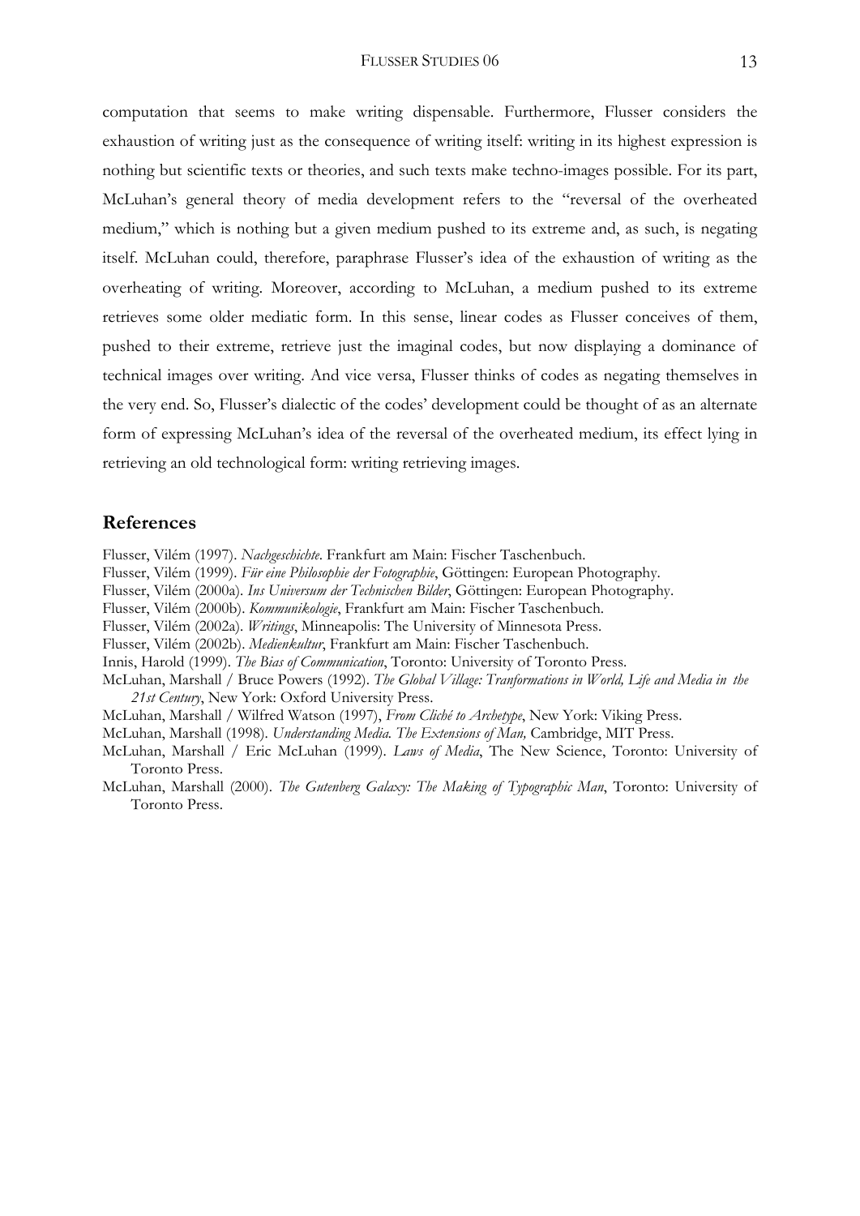computation that seems to make writing dispensable. Furthermore, Flusser considers the exhaustion of writing just as the consequence of writing itself: writing in its highest expression is nothing but scientific texts or theories, and such texts make techno-images possible. For its part, McLuhan's general theory of media development refers to the "reversal of the overheated medium," which is nothing but a given medium pushed to its extreme and, as such, is negating itself. McLuhan could, therefore, paraphrase Flusser's idea of the exhaustion of writing as the overheating of writing. Moreover, according to McLuhan, a medium pushed to its extreme retrieves some older mediatic form. In this sense, linear codes as Flusser conceives of them, pushed to their extreme, retrieve just the imaginal codes, but now displaying a dominance of technical images over writing. And vice versa, Flusser thinks of codes as negating themselves in the very end. So, Flusser's dialectic of the codes' development could be thought of as an alternate form of expressing McLuhan's idea of the reversal of the overheated medium, its effect lying in retrieving an old technological form: writing retrieving images.

## References

Flusser, Vilém (1997). *Nachgeschichte*. Frankfurt am Main: Fischer Taschenbuch.

Flusser, Vilém (1999). *Für eine Philosophie der Fotographie*, Göttingen: European Photography.

Flusser, Vilém (2000a). *Ins Universum der Technischen Bilder*, Göttingen: European Photography.

Flusser, Vilém (2000b). *Kommunikologie*, Frankfurt am Main: Fischer Taschenbuch.

Flusser, Vilém (2002a). *Writings*, Minneapolis: The University of Minnesota Press.

Flusser, Vilém (2002b). *Medienkultur*, Frankfurt am Main: Fischer Taschenbuch.

Innis, Harold (1999). *The Bias of Communication*, Toronto: University of Toronto Press.

McLuhan, Marshall / Bruce Powers (1992). *The Global Village: Tranformations in World, Life and Media in the 21st Century*, New York: Oxford University Press.

McLuhan, Marshall / Wilfred Watson (1997), *From Cliché to Archetype*, New York: Viking Press.

McLuhan, Marshall (1998). *Understanding Media. The Extensions of Man,* Cambridge, MIT Press.

McLuhan, Marshall / Eric McLuhan (1999). *Laws of Media*, The New Science, Toronto: University of Toronto Press.

McLuhan, Marshall (2000). *The Gutenberg Galaxy: The Making of Typographic Man*, Toronto: University of Toronto Press.